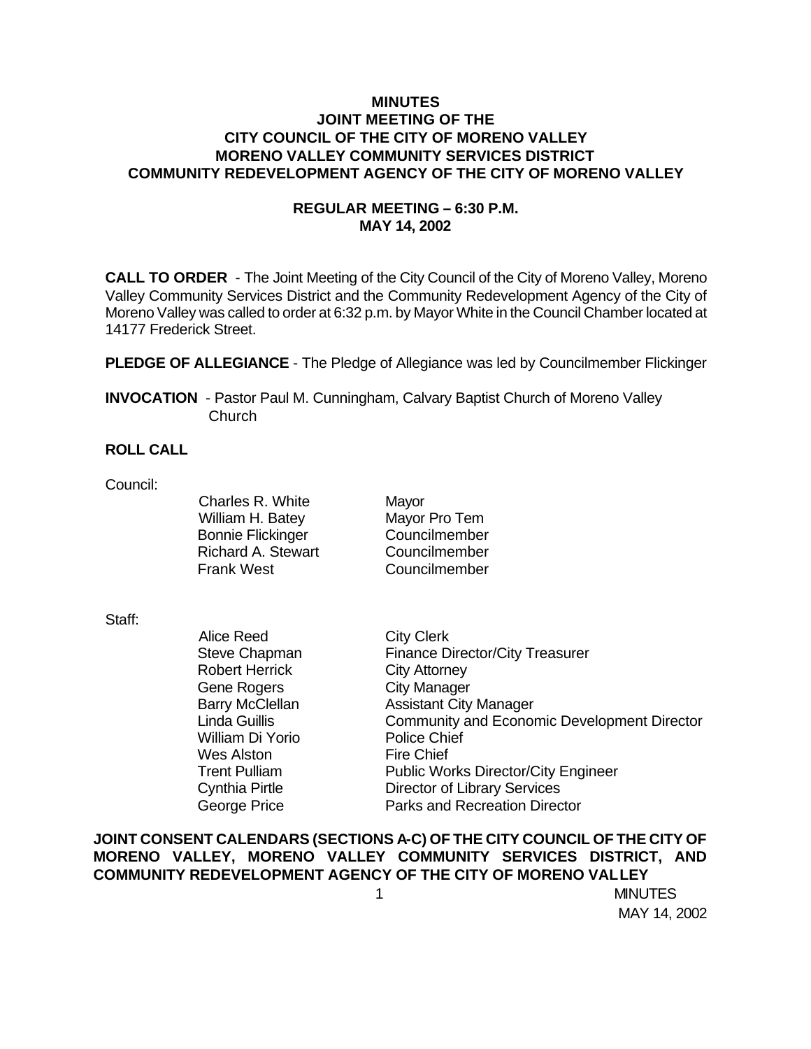# MINUTES
## JOINT MEETING OF THE
## CITY COUNCIL OF THE CITY OF MORENO VALLEY
## MORENO VALLEY COMMUNITY SERVICES DISTRICT
## COMMUNITY REDEVELOPMENT AGENCY OF THE CITY OF MORENO VALLEY

### REGULAR MEETING – 6:30 P.M.
### MAY 14, 2002

**CALL TO ORDER** - The Joint Meeting of the City Council of the City of Moreno Valley, Moreno Valley Community Services District and the Community Redevelopment Agency of the City of Moreno Valley was called to order at 6:32 p.m. by Mayor White in the Council Chamber located at 14177 Frederick Street.

**PLEDGE OF ALLEGIANCE** - The Pledge of Allegiance was led by Councilmember Flickinger

**INVOCATION** - Pastor Paul M. Cunningham, Calvary Baptist Church of Moreno Valley Church

**ROLL CALL**

Council:

| | |
|---|---|
| Charles R. White | Mayor |
| William H. Batey | Mayor Pro Tem |
| Bonnie Flickinger | Councilmember |
| Richard A. Stewart | Councilmember |
| Frank West | Councilmember |

Staff:

| | |
|---|---|
| Alice Reed | City Clerk |
| Steve Chapman | Finance Director/City Treasurer |
| Robert Herrick | City Attorney |
| Gene Rogers | City Manager |
| Barry McClellan | Assistant City Manager |
| Linda Guillis | Community and Economic Development Director |
| William Di Yorio | Police Chief |
| Wes Alston | Fire Chief |
| Trent Pulliam | Public Works Director/City Engineer |
| Cynthia Pirtle | Director of Library Services |
| George Price | Parks and Recreation Director |

**JOINT CONSENT CALENDARS (SECTIONS A-C) OF THE CITY COUNCIL OF THE CITY OF MORENO VALLEY, MORENO VALLEY COMMUNITY SERVICES DISTRICT, AND COMMUNITY REDEVELOPMENT AGENCY OF THE CITY OF MORENO VALLEY**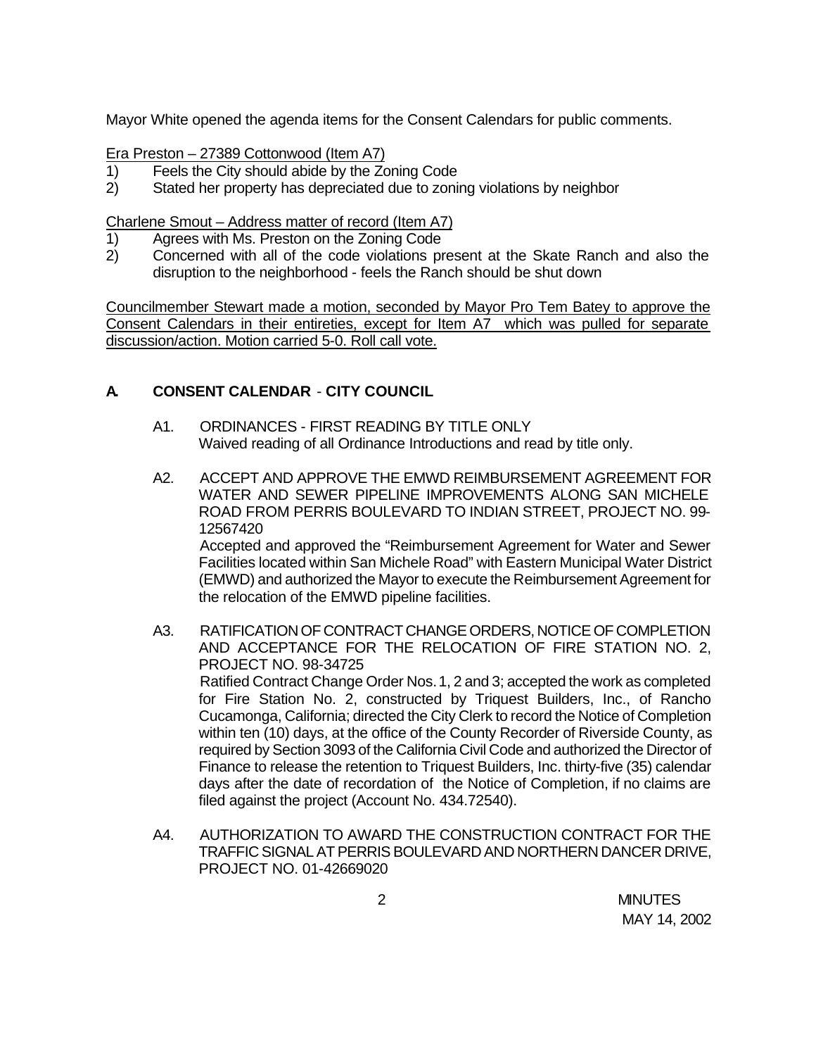Mayor White opened the agenda items for the Consent Calendars for public comments.

Era Preston – 27389 Cottonwood (Item A7)

1) Feels the City should abide by the Zoning Code
2) Stated her property has depreciated due to zoning violations by neighbor

Charlene Smout – Address matter of record (Item A7)

1) Agrees with Ms. Preston on the Zoning Code
2) Concerned with all of the code violations present at the Skate Ranch and also the disruption to the neighborhood - feels the Ranch should be shut down

Councilmember Stewart made a motion, seconded by Mayor Pro Tem Batey to approve the Consent Calendars in their entireties, except for Item A7 which was pulled for separate discussion/action. Motion carried 5-0. Roll call vote.

## A. CONSENT CALENDAR - CITY COUNCIL

A1. ORDINANCES - FIRST READING BY TITLE ONLY

Waived reading of all Ordinance Introductions and read by title only.

A2. ACCEPT AND APPROVE THE EMWD REIMBURSEMENT AGREEMENT FOR WATER AND SEWER PIPELINE IMPROVEMENTS ALONG SAN MICHELE ROAD FROM PERRIS BOULEVARD TO INDIAN STREET, PROJECT NO. 99-12567420

Accepted and approved the "Reimbursement Agreement for Water and Sewer Facilities located within San Michele Road" with Eastern Municipal Water District (EMWD) and authorized the Mayor to execute the Reimbursement Agreement for the relocation of the EMWD pipeline facilities.

A3. RATIFICATION OF CONTRACT CHANGE ORDERS, NOTICE OF COMPLETION AND ACCEPTANCE FOR THE RELOCATION OF FIRE STATION NO. 2, PROJECT NO. 98-34725

Ratified Contract Change Order Nos. 1, 2 and 3; accepted the work as completed for Fire Station No. 2, constructed by Triquest Builders, Inc., of Rancho Cucamonga, California; directed the City Clerk to record the Notice of Completion within ten (10) days, at the office of the County Recorder of Riverside County, as required by Section 3093 of the California Civil Code and authorized the Director of Finance to release the retention to Triquest Builders, Inc. thirty-five (35) calendar days after the date of recordation of the Notice of Completion, if no claims are filed against the project (Account No. 434.72540).

A4. AUTHORIZATION TO AWARD THE CONSTRUCTION CONTRACT FOR THE TRAFFIC SIGNAL AT PERRIS BOULEVARD AND NORTHERN DANCER DRIVE, PROJECT NO. 01-42669020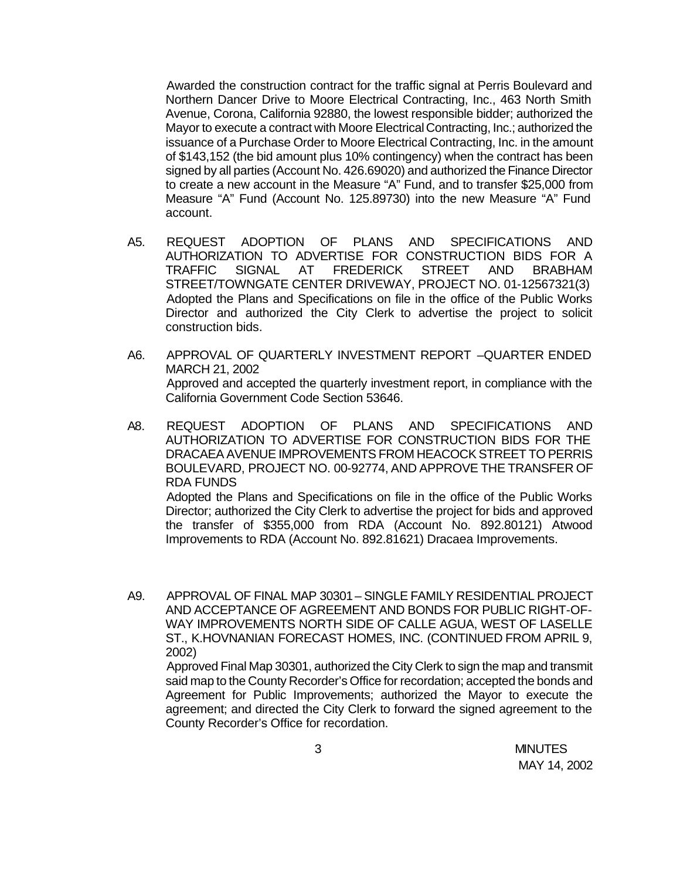Awarded the construction contract for the traffic signal at Perris Boulevard and Northern Dancer Drive to Moore Electrical Contracting, Inc., 463 North Smith Avenue, Corona, California 92880, the lowest responsible bidder; authorized the Mayor to execute a contract with Moore Electrical Contracting, Inc.; authorized the issuance of a Purchase Order to Moore Electrical Contracting, Inc. in the amount of $143,152 (the bid amount plus 10% contingency) when the contract has been signed by all parties (Account No. 426.69020) and authorized the Finance Director to create a new account in the Measure "A" Fund, and to transfer $25,000 from Measure "A" Fund (Account No. 125.89730) into the new Measure "A" Fund account.

A5. REQUEST ADOPTION OF PLANS AND SPECIFICATIONS AND AUTHORIZATION TO ADVERTISE FOR CONSTRUCTION BIDS FOR A TRAFFIC SIGNAL AT FREDERICK STREET AND BRABHAM STREET/TOWNGATE CENTER DRIVEWAY, PROJECT NO. 01-12567321(3)

Adopted the Plans and Specifications on file in the office of the Public Works Director and authorized the City Clerk to advertise the project to solicit construction bids.

A6. APPROVAL OF QUARTERLY INVESTMENT REPORT –QUARTER ENDED MARCH 21, 2002

Approved and accepted the quarterly investment report, in compliance with the California Government Code Section 53646.

A8. REQUEST ADOPTION OF PLANS AND SPECIFICATIONS AND AUTHORIZATION TO ADVERTISE FOR CONSTRUCTION BIDS FOR THE DRACAEA AVENUE IMPROVEMENTS FROM HEACOCK STREET TO PERRIS BOULEVARD, PROJECT NO. 00-92774, AND APPROVE THE TRANSFER OF RDA FUNDS

Adopted the Plans and Specifications on file in the office of the Public Works Director; authorized the City Clerk to advertise the project for bids and approved the transfer of $355,000 from RDA (Account No. 892.80121) Atwood Improvements to RDA (Account No. 892.81621) Dracaea Improvements.

A9. APPROVAL OF FINAL MAP 30301 – SINGLE FAMILY RESIDENTIAL PROJECT AND ACCEPTANCE OF AGREEMENT AND BONDS FOR PUBLIC RIGHT-OF-WAY IMPROVEMENTS NORTH SIDE OF CALLE AGUA, WEST OF LASELLE ST., K.HOVNANIAN FORECAST HOMES, INC. (CONTINUED FROM APRIL 9, 2002)

Approved Final Map 30301, authorized the City Clerk to sign the map and transmit said map to the County Recorder's Office for recordation; accepted the bonds and Agreement for Public Improvements; authorized the Mayor to execute the agreement; and directed the City Clerk to forward the signed agreement to the County Recorder's Office for recordation.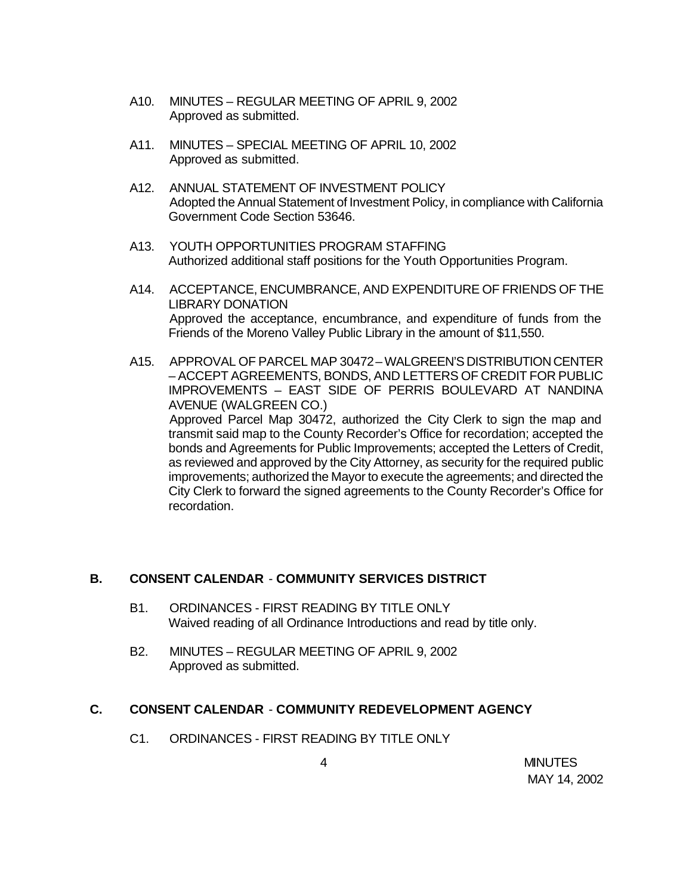A10. MINUTES – REGULAR MEETING OF APRIL 9, 2002
Approved as submitted.

A11. MINUTES – SPECIAL MEETING OF APRIL 10, 2002
Approved as submitted.

A12. ANNUAL STATEMENT OF INVESTMENT POLICY
Adopted the Annual Statement of Investment Policy, in compliance with California Government Code Section 53646.

A13. YOUTH OPPORTUNITIES PROGRAM STAFFING
Authorized additional staff positions for the Youth Opportunities Program.

A14. ACCEPTANCE, ENCUMBRANCE, AND EXPENDITURE OF FRIENDS OF THE LIBRARY DONATION
Approved the acceptance, encumbrance, and expenditure of funds from the Friends of the Moreno Valley Public Library in the amount of $11,550.

A15. APPROVAL OF PARCEL MAP 30472 – WALGREEN'S DISTRIBUTION CENTER – ACCEPT AGREEMENTS, BONDS, AND LETTERS OF CREDIT FOR PUBLIC IMPROVEMENTS – EAST SIDE OF PERRIS BOULEVARD AT NANDINA AVENUE (WALGREEN CO.)
Approved Parcel Map 30472, authorized the City Clerk to sign the map and transmit said map to the County Recorder's Office for recordation; accepted the bonds and Agreements for Public Improvements; accepted the Letters of Credit, as reviewed and approved by the City Attorney, as security for the required public improvements; authorized the Mayor to execute the agreements; and directed the City Clerk to forward the signed agreements to the County Recorder's Office for recordation.

## B. CONSENT CALENDAR - COMMUNITY SERVICES DISTRICT

B1. ORDINANCES - FIRST READING BY TITLE ONLY
Waived reading of all Ordinance Introductions and read by title only.

B2. MINUTES – REGULAR MEETING OF APRIL 9, 2002
Approved as submitted.

## C. CONSENT CALENDAR - COMMUNITY REDEVELOPMENT AGENCY

C1. ORDINANCES - FIRST READING BY TITLE ONLY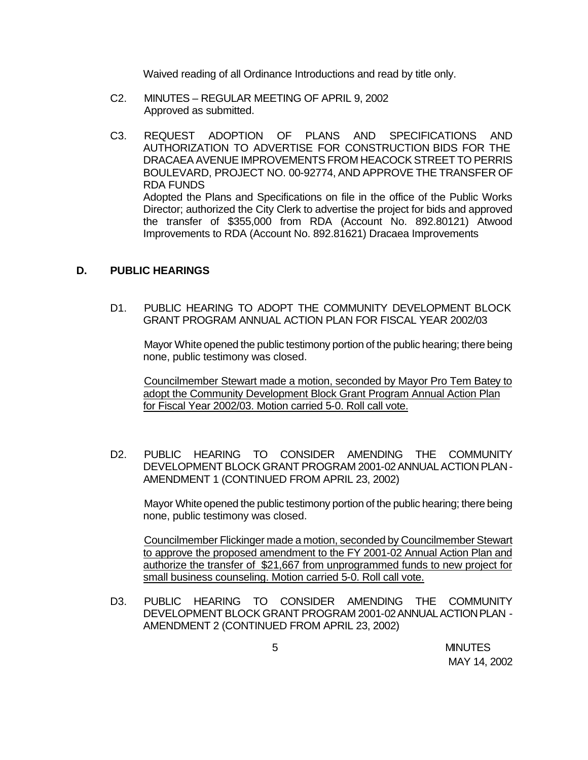Waived reading of all Ordinance Introductions and read by title only.

C2. MINUTES – REGULAR MEETING OF APRIL 9, 2002
Approved as submitted.

C3. REQUEST ADOPTION OF PLANS AND SPECIFICATIONS AND AUTHORIZATION TO ADVERTISE FOR CONSTRUCTION BIDS FOR THE DRACAEA AVENUE IMPROVEMENTS FROM HEACOCK STREET TO PERRIS BOULEVARD, PROJECT NO. 00-92774, AND APPROVE THE TRANSFER OF RDA FUNDS
Adopted the Plans and Specifications on file in the office of the Public Works Director; authorized the City Clerk to advertise the project for bids and approved the transfer of $355,000 from RDA (Account No. 892.80121) Atwood Improvements to RDA (Account No. 892.81621) Dracaea Improvements

## D. PUBLIC HEARINGS

D1. PUBLIC HEARING TO ADOPT THE COMMUNITY DEVELOPMENT BLOCK GRANT PROGRAM ANNUAL ACTION PLAN FOR FISCAL YEAR 2002/03

Mayor White opened the public testimony portion of the public hearing; there being none, public testimony was closed.

Councilmember Stewart made a motion, seconded by Mayor Pro Tem Batey to adopt the Community Development Block Grant Program Annual Action Plan for Fiscal Year 2002/03. Motion carried 5-0. Roll call vote.

D2. PUBLIC HEARING TO CONSIDER AMENDING THE COMMUNITY DEVELOPMENT BLOCK GRANT PROGRAM 2001-02 ANNUAL ACTION PLAN - AMENDMENT 1 (CONTINUED FROM APRIL 23, 2002)

Mayor White opened the public testimony portion of the public hearing; there being none, public testimony was closed.

Councilmember Flickinger made a motion, seconded by Councilmember Stewart to approve the proposed amendment to the FY 2001-02 Annual Action Plan and authorize the transfer of $21,667 from unprogrammed funds to new project for small business counseling. Motion carried 5-0. Roll call vote.

D3. PUBLIC HEARING TO CONSIDER AMENDING THE COMMUNITY DEVELOPMENT BLOCK GRANT PROGRAM 2001-02 ANNUAL ACTION PLAN - AMENDMENT 2 (CONTINUED FROM APRIL 23, 2002)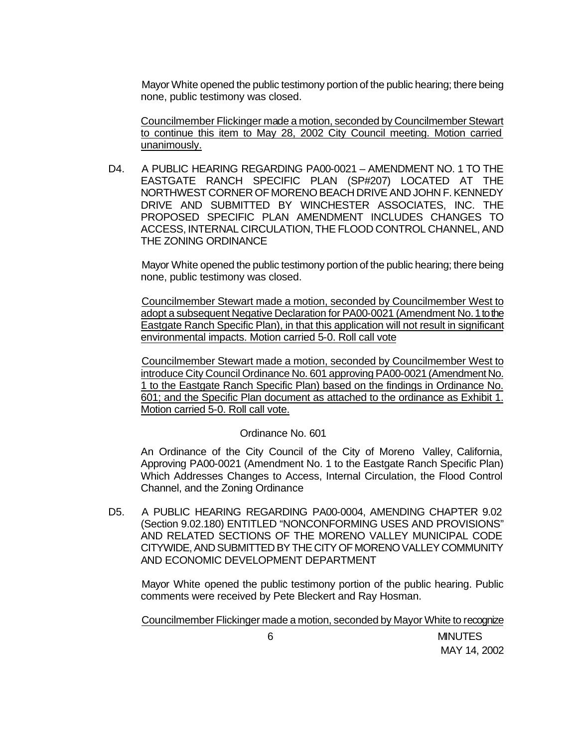Mayor White opened the public testimony portion of the public hearing; there being none, public testimony was closed.

Councilmember Flickinger made a motion, seconded by Councilmember Stewart to continue this item to May 28, 2002 City Council meeting. Motion carried unanimously.

D4. A PUBLIC HEARING REGARDING PA00-0021 – AMENDMENT NO. 1 TO THE EASTGATE RANCH SPECIFIC PLAN (SP#207) LOCATED AT THE NORTHWEST CORNER OF MORENO BEACH DRIVE AND JOHN F. KENNEDY DRIVE AND SUBMITTED BY WINCHESTER ASSOCIATES, INC. THE PROPOSED SPECIFIC PLAN AMENDMENT INCLUDES CHANGES TO ACCESS, INTERNAL CIRCULATION, THE FLOOD CONTROL CHANNEL, AND THE ZONING ORDINANCE

Mayor White opened the public testimony portion of the public hearing; there being none, public testimony was closed.

Councilmember Stewart made a motion, seconded by Councilmember West to adopt a subsequent Negative Declaration for PA00-0021 (Amendment No. 1 to the Eastgate Ranch Specific Plan), in that this application will not result in significant environmental impacts. Motion carried 5-0. Roll call vote

Councilmember Stewart made a motion, seconded by Councilmember West to introduce City Council Ordinance No. 601 approving PA00-0021 (Amendment No. 1 to the Eastgate Ranch Specific Plan) based on the findings in Ordinance No. 601; and the Specific Plan document as attached to the ordinance as Exhibit 1. Motion carried 5-0. Roll call vote.

Ordinance No. 601

An Ordinance of the City Council of the City of Moreno Valley, California, Approving PA00-0021 (Amendment No. 1 to the Eastgate Ranch Specific Plan) Which Addresses Changes to Access, Internal Circulation, the Flood Control Channel, and the Zoning Ordinance

D5. A PUBLIC HEARING REGARDING PA00-0004, AMENDING CHAPTER 9.02 (Section 9.02.180) ENTITLED "NONCONFORMING USES AND PROVISIONS" AND RELATED SECTIONS OF THE MORENO VALLEY MUNICIPAL CODE CITYWIDE, AND SUBMITTED BY THE CITY OF MORENO VALLEY COMMUNITY AND ECONOMIC DEVELOPMENT DEPARTMENT

Mayor White opened the public testimony portion of the public hearing. Public comments were received by Pete Bleckert and Ray Hosman.

Councilmember Flickinger made a motion, seconded by Mayor White to recognize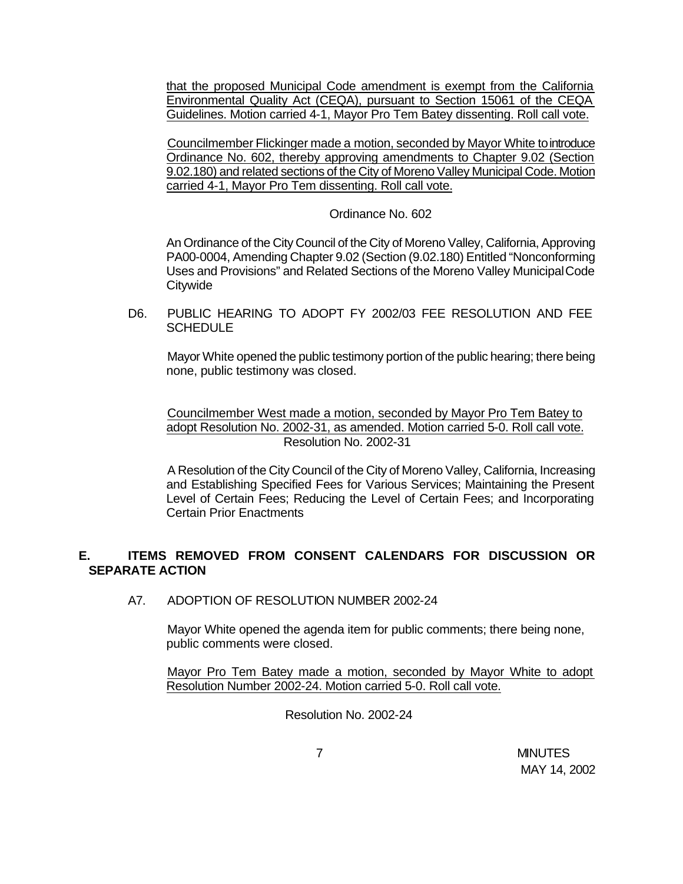that the proposed Municipal Code amendment is exempt from the California Environmental Quality Act (CEQA), pursuant to Section 15061 of the CEQA Guidelines. Motion carried 4-1, Mayor Pro Tem Batey dissenting. Roll call vote.

Councilmember Flickinger made a motion, seconded by Mayor White to introduce Ordinance No. 602, thereby approving amendments to Chapter 9.02 (Section 9.02.180) and related sections of the City of Moreno Valley Municipal Code. Motion carried 4-1, Mayor Pro Tem dissenting. Roll call vote.

Ordinance No. 602

An Ordinance of the City Council of the City of Moreno Valley, California, Approving PA00-0004, Amending Chapter 9.02 (Section (9.02.180) Entitled "Nonconforming Uses and Provisions" and Related Sections of the Moreno Valley Municipal Code Citywide

D6. PUBLIC HEARING TO ADOPT FY 2002/03 FEE RESOLUTION AND FEE SCHEDULE

Mayor White opened the public testimony portion of the public hearing; there being none, public testimony was closed.

Councilmember West made a motion, seconded by Mayor Pro Tem Batey to adopt Resolution No. 2002-31, as amended. Motion carried 5-0. Roll call vote.

Resolution No. 2002-31

A Resolution of the City Council of the City of Moreno Valley, California, Increasing and Establishing Specified Fees for Various Services; Maintaining the Present Level of Certain Fees; Reducing the Level of Certain Fees; and Incorporating Certain Prior Enactments

## E. ITEMS REMOVED FROM CONSENT CALENDARS FOR DISCUSSION OR SEPARATE ACTION

A7. ADOPTION OF RESOLUTION NUMBER 2002-24

Mayor White opened the agenda item for public comments; there being none, public comments were closed.

Mayor Pro Tem Batey made a motion, seconded by Mayor White to adopt Resolution Number 2002-24. Motion carried 5-0. Roll call vote.

Resolution No. 2002-24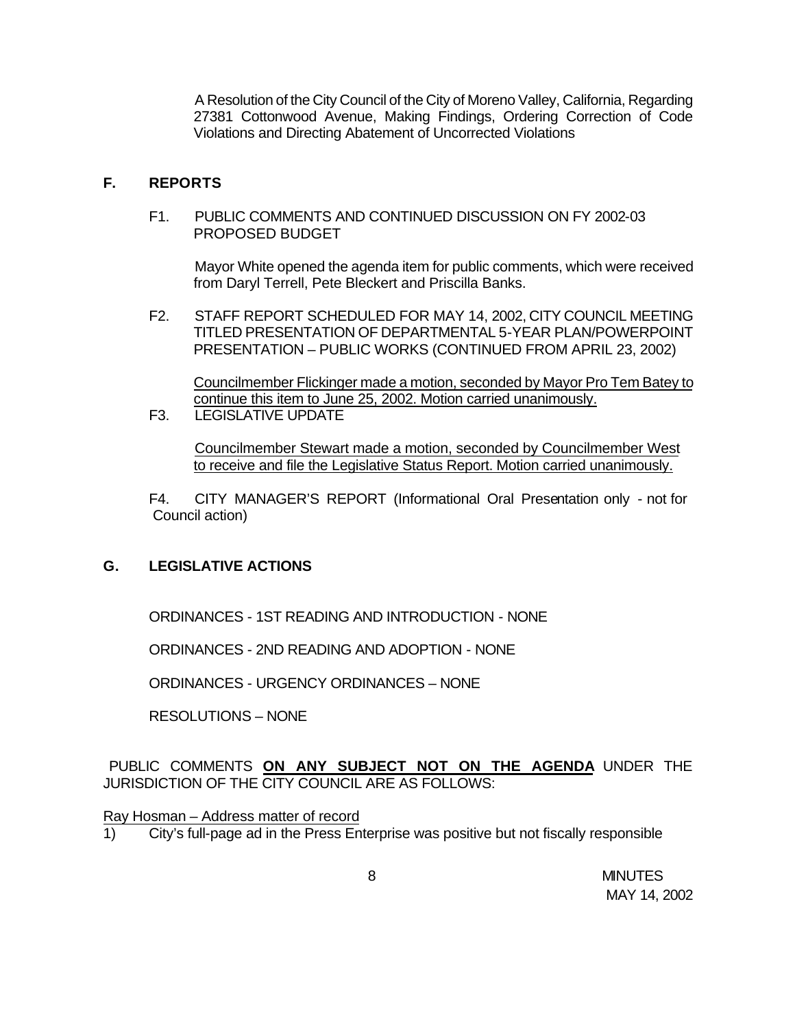A Resolution of the City Council of the City of Moreno Valley, California, Regarding 27381 Cottonwood Avenue, Making Findings, Ordering Correction of Code Violations and Directing Abatement of Uncorrected Violations

## F. REPORTS

F1. PUBLIC COMMENTS AND CONTINUED DISCUSSION ON FY 2002-03 PROPOSED BUDGET

Mayor White opened the agenda item for public comments, which were received from Daryl Terrell, Pete Bleckert and Priscilla Banks.

F2. STAFF REPORT SCHEDULED FOR MAY 14, 2002, CITY COUNCIL MEETING TITLED PRESENTATION OF DEPARTMENTAL 5-YEAR PLAN/POWERPOINT PRESENTATION – PUBLIC WORKS (CONTINUED FROM APRIL 23, 2002)

Councilmember Flickinger made a motion, seconded by Mayor Pro Tem Batey to continue this item to June 25, 2002. Motion carried unanimously.

F3. LEGISLATIVE UPDATE

Councilmember Stewart made a motion, seconded by Councilmember West to receive and file the Legislative Status Report. Motion carried unanimously.

F4. CITY MANAGER'S REPORT (Informational Oral Presentation only - not for Council action)

## G. LEGISLATIVE ACTIONS

ORDINANCES - 1ST READING AND INTRODUCTION - NONE

ORDINANCES - 2ND READING AND ADOPTION - NONE

ORDINANCES - URGENCY ORDINANCES – NONE

RESOLUTIONS – NONE

PUBLIC COMMENTS **ON ANY SUBJECT NOT ON THE AGENDA** UNDER THE JURISDICTION OF THE CITY COUNCIL ARE AS FOLLOWS:

Ray Hosman – Address matter of record

1) City's full-page ad in the Press Enterprise was positive but not fiscally responsible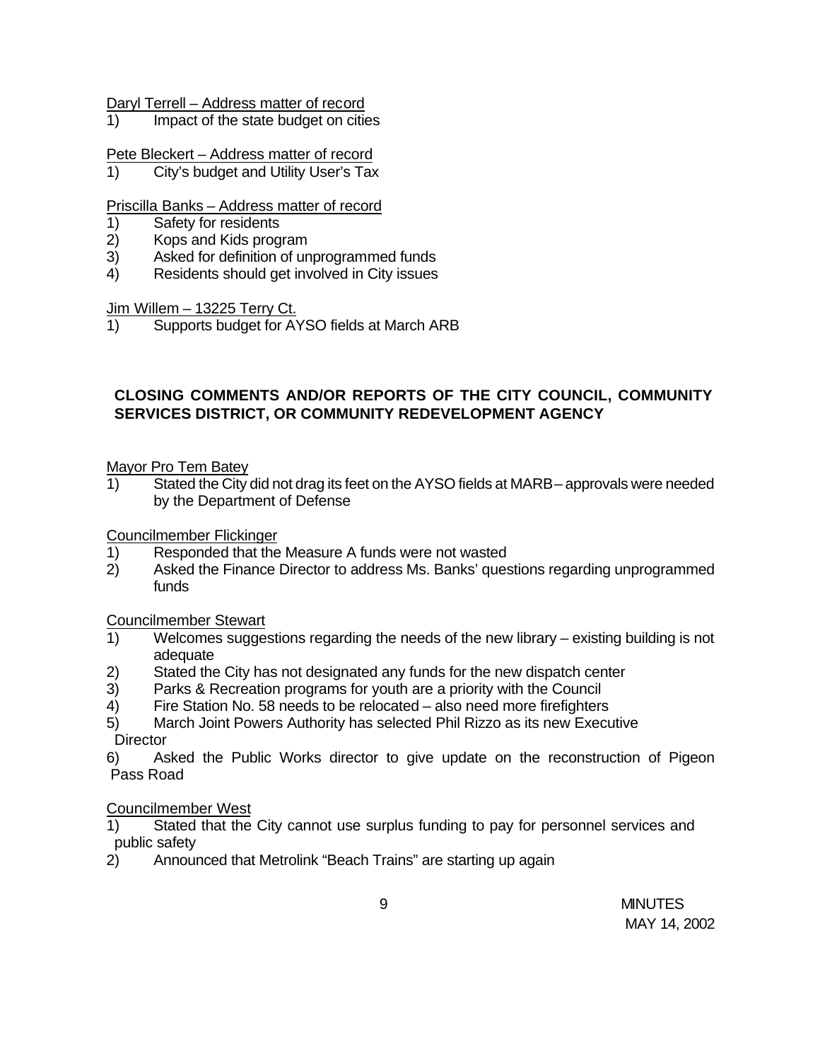Daryl Terrell – Address matter of record

1) Impact of the state budget on cities

Pete Bleckert – Address matter of record

1) City's budget and Utility User's Tax

Priscilla Banks – Address matter of record

1) Safety for residents
2) Kops and Kids program
3) Asked for definition of unprogrammed funds
4) Residents should get involved in City issues

Jim Willem – 13225 Terry Ct.

1) Supports budget for AYSO fields at March ARB

**CLOSING COMMENTS AND/OR REPORTS OF THE CITY COUNCIL, COMMUNITY SERVICES DISTRICT, OR COMMUNITY REDEVELOPMENT AGENCY**

Mayor Pro Tem Batey

1) Stated the City did not drag its feet on the AYSO fields at MARB – approvals were needed by the Department of Defense

Councilmember Flickinger

1) Responded that the Measure A funds were not wasted
2) Asked the Finance Director to address Ms. Banks' questions regarding unprogrammed funds

Councilmember Stewart

1) Welcomes suggestions regarding the needs of the new library – existing building is not adequate
2) Stated the City has not designated any funds for the new dispatch center
3) Parks & Recreation programs for youth are a priority with the Council
4) Fire Station No. 58 needs to be relocated – also need more firefighters
5) March Joint Powers Authority has selected Phil Rizzo as its new Executive Director
6) Asked the Public Works director to give update on the reconstruction of Pigeon Pass Road

Councilmember West

1) Stated that the City cannot use surplus funding to pay for personnel services and public safety
2) Announced that Metrolink "Beach Trains" are starting up again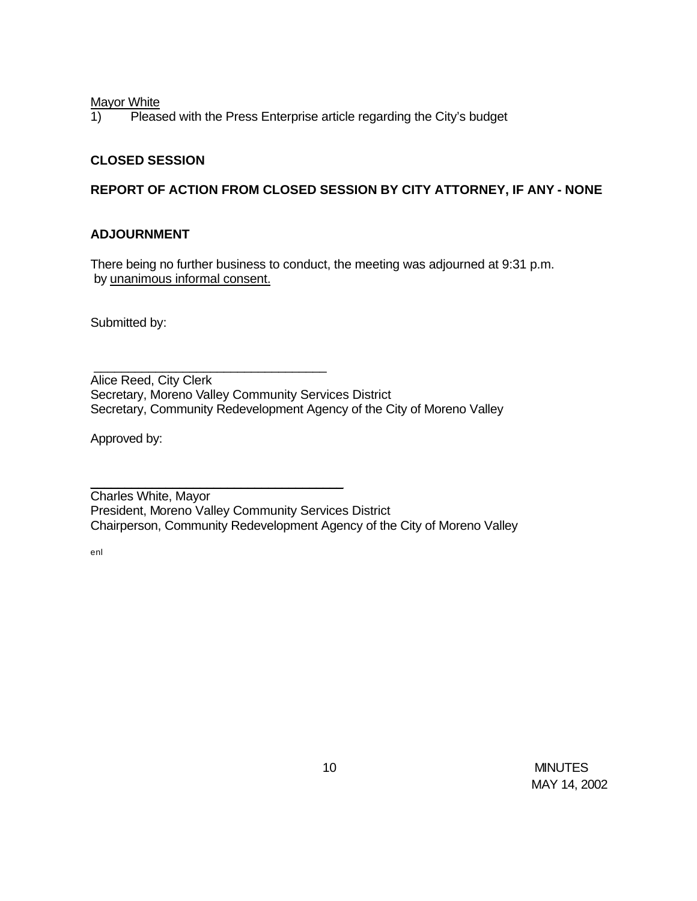Mayor White

1) Pleased with the Press Enterprise article regarding the City's budget

**CLOSED SESSION**

**REPORT OF ACTION FROM CLOSED SESSION BY CITY ATTORNEY, IF ANY - NONE**

**ADJOURNMENT**

There being no further business to conduct, the meeting was adjourned at 9:31 p.m. by unanimous informal consent.

Submitted by:

\_\_\_\_\_\_\_\_\_\_\_\_\_\_\_\_\_\_\_\_\_\_\_\_\_\_\_\_\_\_\_\_\_\_\_

Alice Reed, City Clerk
Secretary, Moreno Valley Community Services District
Secretary, Community Redevelopment Agency of the City of Moreno Valley

Approved by:

\_\_\_\_\_\_\_\_\_\_\_\_\_\_\_\_\_\_\_\_\_\_\_\_\_\_\_\_\_\_\_\_\_\_\_

Charles White, Mayor
President, Moreno Valley Community Services District
Chairperson, Community Redevelopment Agency of the City of Moreno Valley

enl